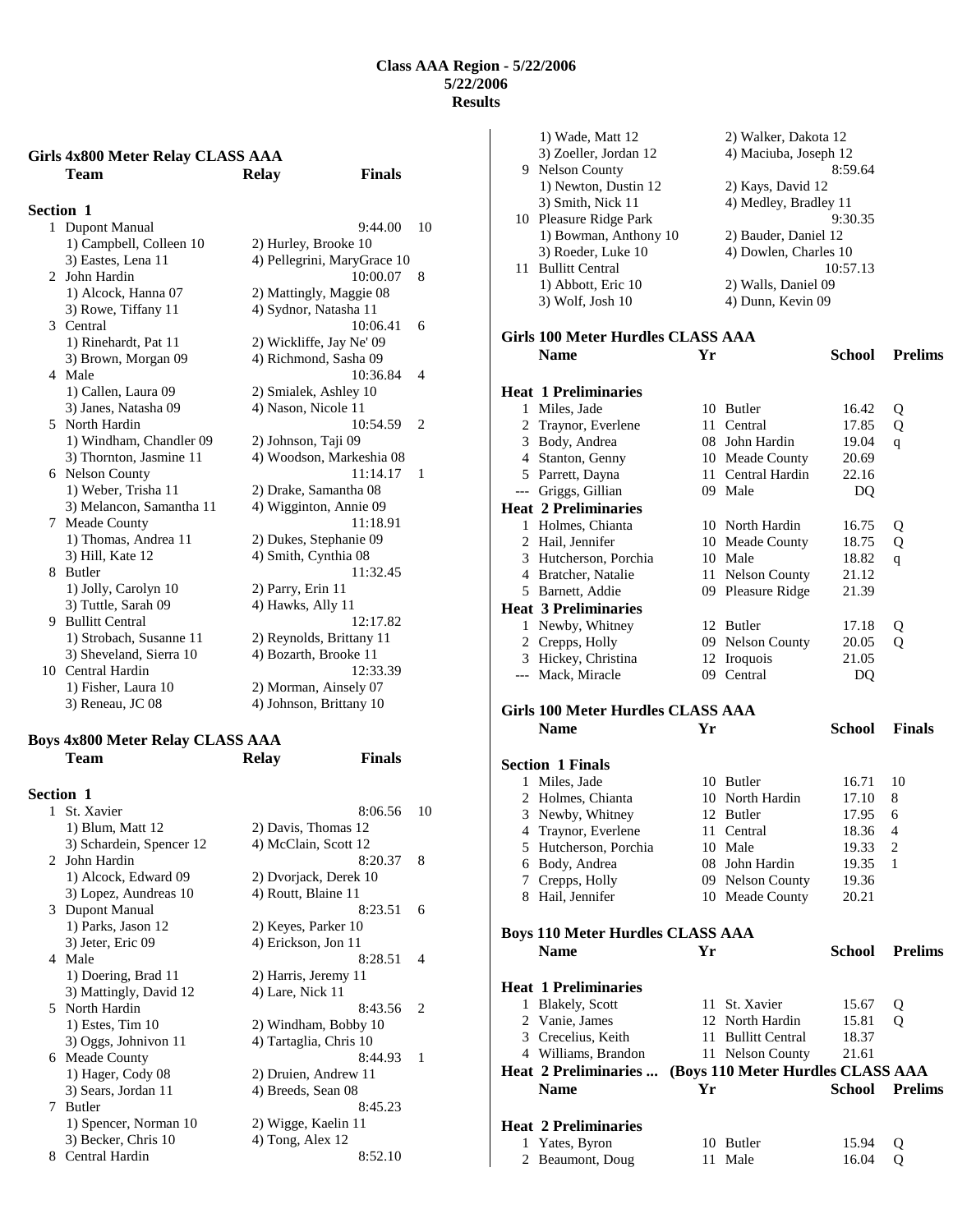# Class AAA Region - 5/22/2006
**5/22/2006**
**Results**

## Girls 4x800 Meter Relay CLASS AAA

| | Team | Relay | Finals | |
|---|---|---|---|---|
| **Section 1** | | | | |
| 1 | Dupont Manual | | 9:44.00 | 10 |
| | 1) Campbell, Colleen 10 | 2) Hurley, Brooke 10 | | |
| | 3) Eastes, Lena 11 | 4) Pellegrini, MaryGrace 10 | | |
| 2 | John Hardin | | 10:00.07 | 8 |
| | 1) Alcock, Hanna 07 | 2) Mattingly, Maggie 08 | | |
| | 3) Rowe, Tiffany 11 | 4) Sydnor, Natasha 11 | | |
| 3 | Central | | 10:06.41 | 6 |
| | 1) Rinehardt, Pat 11 | 2) Wickliffe, Jay Ne' 09 | | |
| | 3) Brown, Morgan 09 | 4) Richmond, Sasha 09 | | |
| 4 | Male | | 10:36.84 | 4 |
| | 1) Callen, Laura 09 | 2) Smialek, Ashley 10 | | |
| | 3) Janes, Natasha 09 | 4) Nason, Nicole 11 | | |
| 5 | North Hardin | | 10:54.59 | 2 |
| | 1) Windham, Chandler 09 | 2) Johnson, Taji 09 | | |
| | 3) Thornton, Jasmine 11 | 4) Woodson, Markeshia 08 | | |
| 6 | Nelson County | | 11:14.17 | 1 |
| | 1) Weber, Trisha 11 | 2) Drake, Samantha 08 | | |
| | 3) Melancon, Samantha 11 | 4) Wigginton, Annie 09 | | |
| 7 | Meade County | | 11:18.91 | |
| | 1) Thomas, Andrea 11 | 2) Dukes, Stephanie 09 | | |
| | 3) Hill, Kate 12 | 4) Smith, Cynthia 08 | | |
| 8 | Butler | | 11:32.45 | |
| | 1) Jolly, Carolyn 10 | 2) Parry, Erin 11 | | |
| | 3) Tuttle, Sarah 09 | 4) Hawks, Ally 11 | | |
| 9 | Bullitt Central | | 12:17.82 | |
| | 1) Strobach, Susanne 11 | 2) Reynolds, Brittany 11 | | |
| | 3) Sheveland, Sierra 10 | 4) Bozarth, Brooke 11 | | |
| 10 | Central Hardin | | 12:33.39 | |
| | 1) Fisher, Laura 10 | 2) Morman, Ainsely 07 | | |
| | 3) Reneau, JC 08 | 4) Johnson, Brittany 10 | | |

## Boys 4x800 Meter Relay CLASS AAA

| | Team | Relay | Finals | |
|---|---|---|---|---|
| **Section 1** | | | | |
| 1 | St. Xavier | | 8:06.56 | 10 |
| | 1) Blum, Matt 12 | 2) Davis, Thomas 12 | | |
| | 3) Schardein, Spencer 12 | 4) McClain, Scott 12 | | |
| 2 | John Hardin | | 8:20.37 | 8 |
| | 1) Alcock, Edward 09 | 2) Dvorjack, Derek 10 | | |
| | 3) Lopez, Aundreas 10 | 4) Routt, Blaine 11 | | |
| 3 | Dupont Manual | | 8:23.51 | 6 |
| | 1) Parks, Jason 12 | 2) Keyes, Parker 10 | | |
| | 3) Jeter, Eric 09 | 4) Erickson, Jon 11 | | |
| 4 | Male | | 8:28.51 | 4 |
| | 1) Doering, Brad 11 | 2) Harris, Jeremy 11 | | |
| | 3) Mattingly, David 12 | 4) Lare, Nick 11 | | |
| 5 | North Hardin | | 8:43.56 | 2 |
| | 1) Estes, Tim 10 | 2) Windham, Bobby 10 | | |
| | 3) Oggs, Johnivon 11 | 4) Tartaglia, Chris 10 | | |
| 6 | Meade County | | 8:44.93 | 1 |
| | 1) Hager, Cody 08 | 2) Druien, Andrew 11 | | |
| | 3) Sears, Jordan 11 | 4) Breeds, Sean 08 | | |
| 7 | Butler | | 8:45.23 | |
| | 1) Spencer, Norman 10 | 2) Wigge, Kaelin 11 | | |
| | 3) Becker, Chris 10 | 4) Tong, Alex 12 | | |
| 8 | Central Hardin | | 8:52.10 | |
| | 1) Wade, Matt 12 | 2) Walker, Dakota 12 | | |
| | 3) Zoeller, Jordan 12 | 4) Maciuba, Joseph 12 | | |
| 9 | Nelson County | | 8:59.64 | |
| | 1) Newton, Dustin 12 | 2) Kays, David 12 | | |
| | 3) Smith, Nick 11 | 4) Medley, Bradley 11 | | |
| 10 | Pleasure Ridge Park | | 9:30.35 | |
| | 1) Bowman, Anthony 10 | 2) Bauder, Daniel 12 | | |
| | 3) Roeder, Luke 10 | 4) Dowlen, Charles 10 | | |
| 11 | Bullitt Central | | 10:57.13 | |
| | 1) Abbott, Eric 10 | 2) Walls, Daniel 09 | | |
| | 3) Wolf, Josh 10 | 4) Dunn, Kevin 09 | | |

## Girls 100 Meter Hurdles CLASS AAA

| | Name | Yr | School | Prelims | |
|---|---|---|---|---|---|
| **Heat 1 Preliminaries** | | | | | |
| 1 | Miles, Jade | 10 | Butler | 16.42 | Q |
| 2 | Traynor, Everlene | 11 | Central | 17.85 | Q |
| 3 | Body, Andrea | 08 | John Hardin | 19.04 | q |
| 4 | Stanton, Genny | 10 | Meade County | 20.69 | |
| 5 | Parrett, Dayna | 11 | Central Hardin | 22.16 | |
| --- | Griggs, Gillian | 09 | Male | DQ | |
| **Heat 2 Preliminaries** | | | | | |
| 1 | Holmes, Chianta | 10 | North Hardin | 16.75 | Q |
| 2 | Hail, Jennifer | 10 | Meade County | 18.75 | Q |
| 3 | Hutcherson, Porchia | 10 | Male | 18.82 | q |
| 4 | Bratcher, Natalie | 11 | Nelson County | 21.12 | |
| 5 | Barnett, Addie | 09 | Pleasure Ridge | 21.39 | |
| **Heat 3 Preliminaries** | | | | | |
| 1 | Newby, Whitney | 12 | Butler | 17.18 | Q |
| 2 | Crepps, Holly | 09 | Nelson County | 20.05 | Q |
| 3 | Hickey, Christina | 12 | Iroquois | 21.05 | |
| --- | Mack, Miracle | 09 | Central | DQ | |

## Girls 100 Meter Hurdles CLASS AAA

| | Name | Yr | School | Finals | |
|---|---|---|---|---|---|
| **Section 1 Finals** | | | | | |
| 1 | Miles, Jade | 10 | Butler | 16.71 | 10 |
| 2 | Holmes, Chianta | 10 | North Hardin | 17.10 | 8 |
| 3 | Newby, Whitney | 12 | Butler | 17.95 | 6 |
| 4 | Traynor, Everlene | 11 | Central | 18.36 | 4 |
| 5 | Hutcherson, Porchia | 10 | Male | 19.33 | 2 |
| 6 | Body, Andrea | 08 | John Hardin | 19.35 | 1 |
| 7 | Crepps, Holly | 09 | Nelson County | 19.36 | |
| 8 | Hail, Jennifer | 10 | Meade County | 20.21 | |

## Boys 110 Meter Hurdles CLASS AAA

| | Name | Yr | School | Prelims | |
|---|---|---|---|---|---|
| **Heat 1 Preliminaries** | | | | | |
| 1 | Blakely, Scott | 11 | St. Xavier | 15.67 | Q |
| 2 | Vanie, James | 12 | North Hardin | 15.81 | Q |
| 3 | Crecelius, Keith | 11 | Bullitt Central | 18.37 | |
| 4 | Williams, Brandon | 11 | Nelson County | 21.61 | |

**Heat 2 Preliminaries ... (Boys 110 Meter Hurdles CLASS AAA**

| | Name | Yr | School | Prelims | |
|---|---|---|---|---|---|
| **Heat 2 Preliminaries** | | | | | |
| 1 | Yates, Byron | 10 | Butler | 15.94 | Q |
| 2 | Beaumont, Doug | 11 | Male | 16.04 | Q |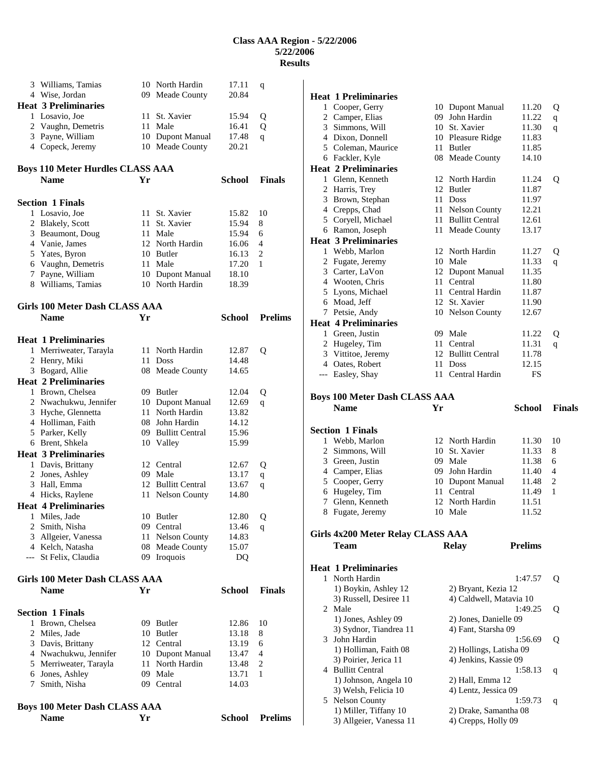# Class AAA Region - 5/22/2006
## 5/22/2006
## Results

| | Name | Yr | School | Prelims | |
|---|---|---|---|---|---|
| 3 | Williams, Tamias | 10 | North Hardin | 17.11 | q |
| 4 | Wise, Jordan | 09 | Meade County | 20.84 | |
| **Heat 3 Preliminaries** | | | | | |
| 1 | Losavio, Joe | 11 | St. Xavier | 15.94 | Q |
| 2 | Vaughn, Demetris | 11 | Male | 16.41 | Q |
| 3 | Payne, William | 10 | Dupont Manual | 17.48 | q |
| 4 | Copeck, Jeremy | 10 | Meade County | 20.21 | |

### Boys 110 Meter Hurdles CLASS AAA

| | Name | Yr | School | Finals | |
|---|---|---|---|---|---|
| **Section 1 Finals** | | | | | |
| 1 | Losavio, Joe | 11 | St. Xavier | 15.82 | 10 |
| 2 | Blakely, Scott | 11 | St. Xavier | 15.94 | 8 |
| 3 | Beaumont, Doug | 11 | Male | 15.94 | 6 |
| 4 | Vanie, James | 12 | North Hardin | 16.06 | 4 |
| 5 | Yates, Byron | 10 | Butler | 16.13 | 2 |
| 6 | Vaughn, Demetris | 11 | Male | 17.20 | 1 |
| 7 | Payne, William | 10 | Dupont Manual | 18.10 | |
| 8 | Williams, Tamias | 10 | North Hardin | 18.39 | |

### Girls 100 Meter Dash CLASS AAA

| | Name | Yr | School | Prelims | |
|---|---|---|---|---|---|
| **Heat 1 Preliminaries** | | | | | |
| 1 | Merriweater, Tarayla | 11 | North Hardin | 12.87 | Q |
| 2 | Henry, Miki | 11 | Doss | 14.48 | |
| 3 | Bogard, Allie | 08 | Meade County | 14.65 | |
| **Heat 2 Preliminaries** | | | | | |
| 1 | Brown, Chelsea | 09 | Butler | 12.04 | Q |
| 2 | Nwachukwu, Jennifer | 10 | Dupont Manual | 12.69 | q |
| 3 | Hyche, Glennetta | 11 | North Hardin | 13.82 | |
| 4 | Holliman, Faith | 08 | John Hardin | 14.12 | |
| 5 | Parker, Kelly | 09 | Bullitt Central | 15.96 | |
| 6 | Brent, Shkela | 10 | Valley | 15.99 | |
| **Heat 3 Preliminaries** | | | | | |
| 1 | Davis, Brittany | 12 | Central | 12.67 | Q |
| 2 | Jones, Ashley | 09 | Male | 13.17 | q |
| 3 | Hall, Emma | 12 | Bullitt Central | 13.67 | q |
| 4 | Hicks, Raylene | 11 | Nelson County | 14.80 | |
| **Heat 4 Preliminaries** | | | | | |
| 1 | Miles, Jade | 10 | Butler | 12.80 | Q |
| 2 | Smith, Nisha | 09 | Central | 13.46 | q |
| 3 | Allgeier, Vanessa | 11 | Nelson County | 14.83 | |
| 4 | Kelch, Natasha | 08 | Meade County | 15.07 | |
| --- | St Felix, Claudia | 09 | Iroquois | DQ | |

### Girls 100 Meter Dash CLASS AAA

| | Name | Yr | School | Finals | |
|---|---|---|---|---|---|
| **Section 1 Finals** | | | | | |
| 1 | Brown, Chelsea | 09 | Butler | 12.86 | 10 |
| 2 | Miles, Jade | 10 | Butler | 13.18 | 8 |
| 3 | Davis, Brittany | 12 | Central | 13.19 | 6 |
| 4 | Nwachukwu, Jennifer | 10 | Dupont Manual | 13.47 | 4 |
| 5 | Merriweater, Tarayla | 11 | North Hardin | 13.48 | 2 |
| 6 | Jones, Ashley | 09 | Male | 13.71 | 1 |
| 7 | Smith, Nisha | 09 | Central | 14.03 | |

### Boys 100 Meter Dash CLASS AAA

| | Name | Yr | School | Prelims | |
|---|---|---|---|---|---|
| **Heat 1 Preliminaries** | | | | | |
| 1 | Cooper, Gerry | 10 | Dupont Manual | 11.20 | Q |
| 2 | Camper, Elias | 09 | John Hardin | 11.22 | q |
| 3 | Simmons, Will | 10 | St. Xavier | 11.30 | q |
| 4 | Dixon, Donnell | 10 | Pleasure Ridge | 11.83 | |
| 5 | Coleman, Maurice | 11 | Butler | 11.85 | |
| 6 | Fackler, Kyle | 08 | Meade County | 14.10 | |
| **Heat 2 Preliminaries** | | | | | |
| 1 | Glenn, Kenneth | 12 | North Hardin | 11.24 | Q |
| 2 | Harris, Trey | 12 | Butler | 11.87 | |
| 3 | Brown, Stephan | 11 | Doss | 11.97 | |
| 4 | Crepps, Chad | 11 | Nelson County | 12.21 | |
| 5 | Coryell, Michael | 11 | Bullitt Central | 12.61 | |
| 6 | Ramon, Joseph | 11 | Meade County | 13.17 | |
| **Heat 3 Preliminaries** | | | | | |
| 1 | Webb, Marlon | 12 | North Hardin | 11.27 | Q |
| 2 | Fugate, Jeremy | 10 | Male | 11.33 | q |
| 3 | Carter, LaVon | 12 | Dupont Manual | 11.35 | |
| 4 | Wooten, Chris | 11 | Central | 11.80 | |
| 5 | Lyons, Michael | 11 | Central Hardin | 11.87 | |
| 6 | Moad, Jeff | 12 | St. Xavier | 11.90 | |
| 7 | Petsie, Andy | 10 | Nelson County | 12.67 | |
| **Heat 4 Preliminaries** | | | | | |
| 1 | Green, Justin | 09 | Male | 11.22 | Q |
| 2 | Hugeley, Tim | 11 | Central | 11.31 | q |
| 3 | Vittitoe, Jeremy | 12 | Bullitt Central | 11.78 | |
| 4 | Oates, Robert | 11 | Doss | 12.15 | |
| --- | Easley, Shay | 11 | Central Hardin | FS | |

### Boys 100 Meter Dash CLASS AAA

| | Name | Yr | School | Finals | |
|---|---|---|---|---|---|
| **Section 1 Finals** | | | | | |
| 1 | Webb, Marlon | 12 | North Hardin | 11.30 | 10 |
| 2 | Simmons, Will | 10 | St. Xavier | 11.33 | 8 |
| 3 | Green, Justin | 09 | Male | 11.38 | 6 |
| 4 | Camper, Elias | 09 | John Hardin | 11.40 | 4 |
| 5 | Cooper, Gerry | 10 | Dupont Manual | 11.48 | 2 |
| 6 | Hugeley, Tim | 11 | Central | 11.49 | 1 |
| 7 | Glenn, Kenneth | 12 | North Hardin | 11.51 | |
| 8 | Fugate, Jeremy | 10 | Male | 11.52 | |

### Girls 4x200 Meter Relay CLASS AAA

| | Team | Relay | Prelims | |
|---|---|---|---|---|
| **Heat 1 Preliminaries** | | | | |
| 1 | North Hardin | | 1:47.57 | Q |
| | 1) Boykin, Ashley 12 | 2) Bryant, Kezia 12 | | |
| | 3) Russell, Desiree 11 | 4) Caldwell, Matavia 10 | | |
| 2 | Male | | 1:49.25 | Q |
| | 1) Jones, Ashley 09 | 2) Jones, Danielle 09 | | |
| | 3) Sydnor, Tiandrea 11 | 4) Fant, Starsha 09 | | |
| 3 | John Hardin | | 1:56.69 | Q |
| | 1) Holliman, Faith 08 | 2) Hollings, Latisha 09 | | |
| | 3) Poirier, Jerica 11 | 4) Jenkins, Kassie 09 | | |
| 4 | Bullitt Central | | 1:58.13 | q |
| | 1) Johnson, Angela 10 | 2) Hall, Emma 12 | | |
| | 3) Welsh, Felicia 10 | 4) Lentz, Jessica 09 | | |
| 5 | Nelson County | | 1:59.73 | q |
| | 1) Miller, Tiffany 10 | 2) Drake, Samantha 08 | | |
| | 3) Allgeier, Vanessa 11 | 4) Crepps, Holly 09 | | |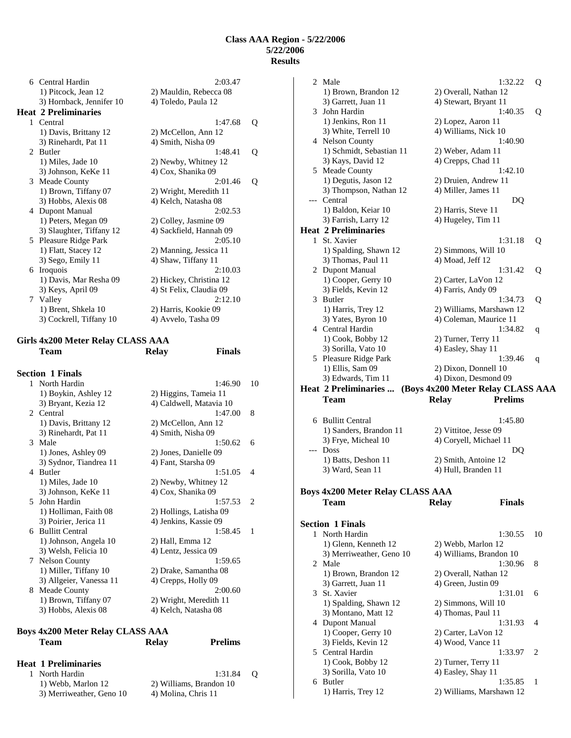# Class AAA Region - 5/22/2006
## 5/22/2006
## Results

| | | | | |
|---|---|---|---|---|
| 6 | Central Hardin | | 2:03.47 | |
| | 1) Pitcock, Jean 12 | 2) Mauldin, Rebecca 08 | | |
| | 3) Hornback, Jennifer 10 | 4) Toledo, Paula 12 | | |

### Heat 2 Preliminaries

| | | | | |
|---|---|---|---|---|
| 1 | Central | | 1:47.68 | Q |
| | 1) Davis, Brittany 12 | 2) McCellon, Ann 12 | | |
| | 3) Rinehardt, Pat 11 | 4) Smith, Nisha 09 | | |
| 2 | Butler | | 1:48.41 | Q |
| | 1) Miles, Jade 10 | 2) Newby, Whitney 12 | | |
| | 3) Johnson, KeKe 11 | 4) Cox, Shanika 09 | | |
| 3 | Meade County | | 2:01.46 | Q |
| | 1) Brown, Tiffany 07 | 2) Wright, Meredith 11 | | |
| | 3) Hobbs, Alexis 08 | 4) Kelch, Natasha 08 | | |
| 4 | Dupont Manual | | 2:02.53 | |
| | 1) Peters, Megan 09 | 2) Colley, Jasmine 09 | | |
| | 3) Slaughter, Tiffany 12 | 4) Sackfield, Hannah 09 | | |
| 5 | Pleasure Ridge Park | | 2:05.10 | |
| | 1) Flatt, Stacey 12 | 2) Manning, Jessica 11 | | |
| | 3) Sego, Emily 11 | 4) Shaw, Tiffany 11 | | |
| 6 | Iroquois | | 2:10.03 | |
| | 1) Davis, Mar Resha 09 | 2) Hickey, Christina 12 | | |
| | 3) Keys, April 09 | 4) St Felix, Claudia 09 | | |
| 7 | Valley | | 2:12.10 | |
| | 1) Brent, Shkela 10 | 2) Harris, Kookie 09 | | |
| | 3) Cockrell, Tiffany 10 | 4) Avvelo, Tasha 09 | | |

## Girls 4x200 Meter Relay CLASS AAA

### Section 1 Finals

| | Team | Relay | Finals | |
|---|---|---|---|---|
| 1 | North Hardin | | 1:46.90 | 10 |
| | 1) Boykin, Ashley 12 | 2) Higgins, Tameia 11 | | |
| | 3) Bryant, Kezia 12 | 4) Caldwell, Matavia 10 | | |
| 2 | Central | | 1:47.00 | 8 |
| | 1) Davis, Brittany 12 | 2) McCellon, Ann 12 | | |
| | 3) Rinehardt, Pat 11 | 4) Smith, Nisha 09 | | |
| 3 | Male | | 1:50.62 | 6 |
| | 1) Jones, Ashley 09 | 2) Jones, Danielle 09 | | |
| | 3) Sydnor, Tiandrea 11 | 4) Fant, Starsha 09 | | |
| 4 | Butler | | 1:51.05 | 4 |
| | 1) Miles, Jade 10 | 2) Newby, Whitney 12 | | |
| | 3) Johnson, KeKe 11 | 4) Cox, Shanika 09 | | |
| 5 | John Hardin | | 1:57.53 | 2 |
| | 1) Holliman, Faith 08 | 2) Hollings, Latisha 09 | | |
| | 3) Poirier, Jerica 11 | 4) Jenkins, Kassie 09 | | |
| 6 | Bullitt Central | | 1:58.45 | 1 |
| | 1) Johnson, Angela 10 | 2) Hall, Emma 12 | | |
| | 3) Welsh, Felicia 10 | 4) Lentz, Jessica 09 | | |
| 7 | Nelson County | | 1:59.65 | |
| | 1) Miller, Tiffany 10 | 2) Drake, Samantha 08 | | |
| | 3) Allgeier, Vanessa 11 | 4) Crepps, Holly 09 | | |
| 8 | Meade County | | 2:00.60 | |
| | 1) Brown, Tiffany 07 | 2) Wright, Meredith 11 | | |
| | 3) Hobbs, Alexis 08 | 4) Kelch, Natasha 08 | | |

## Boys 4x200 Meter Relay CLASS AAA

### Heat 1 Preliminaries

| | Team | Relay | Prelims | |
|---|---|---|---|---|
| 1 | North Hardin | | 1:31.84 | Q |
| | 1) Webb, Marlon 12 | 2) Williams, Brandon 10 | | |
| | 3) Merriweather, Geno 10 | 4) Molina, Chris 11 | | |
| 2 | Male | | 1:32.22 | Q |
| | 1) Brown, Brandon 12 | 2) Overall, Nathan 12 | | |
| | 3) Garrett, Juan 11 | 4) Stewart, Bryant 11 | | |
| 3 | John Hardin | | 1:40.35 | Q |
| | 1) Jenkins, Ron 11 | 2) Lopez, Aaron 11 | | |
| | 3) White, Terrell 10 | 4) Williams, Nick 10 | | |
| 4 | Nelson County | | 1:40.90 | |
| | 1) Schmidt, Sebastian 11 | 2) Weber, Adam 11 | | |
| | 3) Kays, David 12 | 4) Crepps, Chad 11 | | |
| 5 | Meade County | | 1:42.10 | |
| | 1) Degutis, Jason 12 | 2) Druien, Andrew 11 | | |
| | 3) Thompson, Nathan 12 | 4) Miller, James 11 | | |
| --- | Central | | DQ | |
| | 1) Baldon, Keiar 10 | 2) Harris, Steve 11 | | |
| | 3) Farrish, Larry 12 | 4) Hugeley, Tim 11 | | |

### Heat 2 Preliminaries

| | Team | Relay | Prelims | |
|---|---|---|---|---|
| 1 | St. Xavier | | 1:31.18 | Q |
| | 1) Spalding, Shawn 12 | 2) Simmons, Will 10 | | |
| | 3) Thomas, Paul 11 | 4) Moad, Jeff 12 | | |
| 2 | Dupont Manual | | 1:31.42 | Q |
| | 1) Cooper, Gerry 10 | 2) Carter, LaVon 12 | | |
| | 3) Fields, Kevin 12 | 4) Farris, Andy 09 | | |
| 3 | Butler | | 1:34.73 | Q |
| | 1) Harris, Trey 12 | 2) Williams, Marshawn 12 | | |
| | 3) Yates, Byron 10 | 4) Coleman, Maurice 11 | | |
| 4 | Central Hardin | | 1:34.82 | q |
| | 1) Cook, Bobby 12 | 2) Turner, Terry 11 | | |
| | 3) Sorilla, Vato 10 | 4) Easley, Shay 11 | | |
| 5 | Pleasure Ridge Park | | 1:39.46 | q |
| | 1) Ellis, Sam 09 | 2) Dixon, Donnell 10 | | |
| | 3) Edwards, Tim 11 | 4) Dixon, Desmond 09 | | |

### Heat 2 Preliminaries ... (Boys 4x200 Meter Relay CLASS AAA

| | Team | Relay | Prelims | |
|---|---|---|---|---|
| 6 | Bullitt Central | | 1:45.80 | |
| | 1) Sanders, Brandon 11 | 2) Vittitoe, Jesse 09 | | |
| | 3) Frye, Micheal 10 | 4) Coryell, Michael 11 | | |
| --- | Doss | | DQ | |
| | 1) Batts, Deshon 11 | 2) Smith, Antoine 12 | | |
| | 3) Ward, Sean 11 | 4) Hull, Branden 11 | | |

## Boys 4x200 Meter Relay CLASS AAA

### Section 1 Finals

| | Team | Relay | Finals | |
|---|---|---|---|---|
| 1 | North Hardin | | 1:30.55 | 10 |
| | 1) Glenn, Kenneth 12 | 2) Webb, Marlon 12 | | |
| | 3) Merriweather, Geno 10 | 4) Williams, Brandon 10 | | |
| 2 | Male | | 1:30.96 | 8 |
| | 1) Brown, Brandon 12 | 2) Overall, Nathan 12 | | |
| | 3) Garrett, Juan 11 | 4) Green, Justin 09 | | |
| 3 | St. Xavier | | 1:31.01 | 6 |
| | 1) Spalding, Shawn 12 | 2) Simmons, Will 10 | | |
| | 3) Montano, Matt 12 | 4) Thomas, Paul 11 | | |
| 4 | Dupont Manual | | 1:31.93 | 4 |
| | 1) Cooper, Gerry 10 | 2) Carter, LaVon 12 | | |
| | 3) Fields, Kevin 12 | 4) Wood, Vance 11 | | |
| 5 | Central Hardin | | 1:33.97 | 2 |
| | 1) Cook, Bobby 12 | 2) Turner, Terry 11 | | |
| | 3) Sorilla, Vato 10 | 4) Easley, Shay 11 | | |
| 6 | Butler | | 1:35.85 | 1 |
| | 1) Harris, Trey 12 | 2) Williams, Marshawn 12 | | |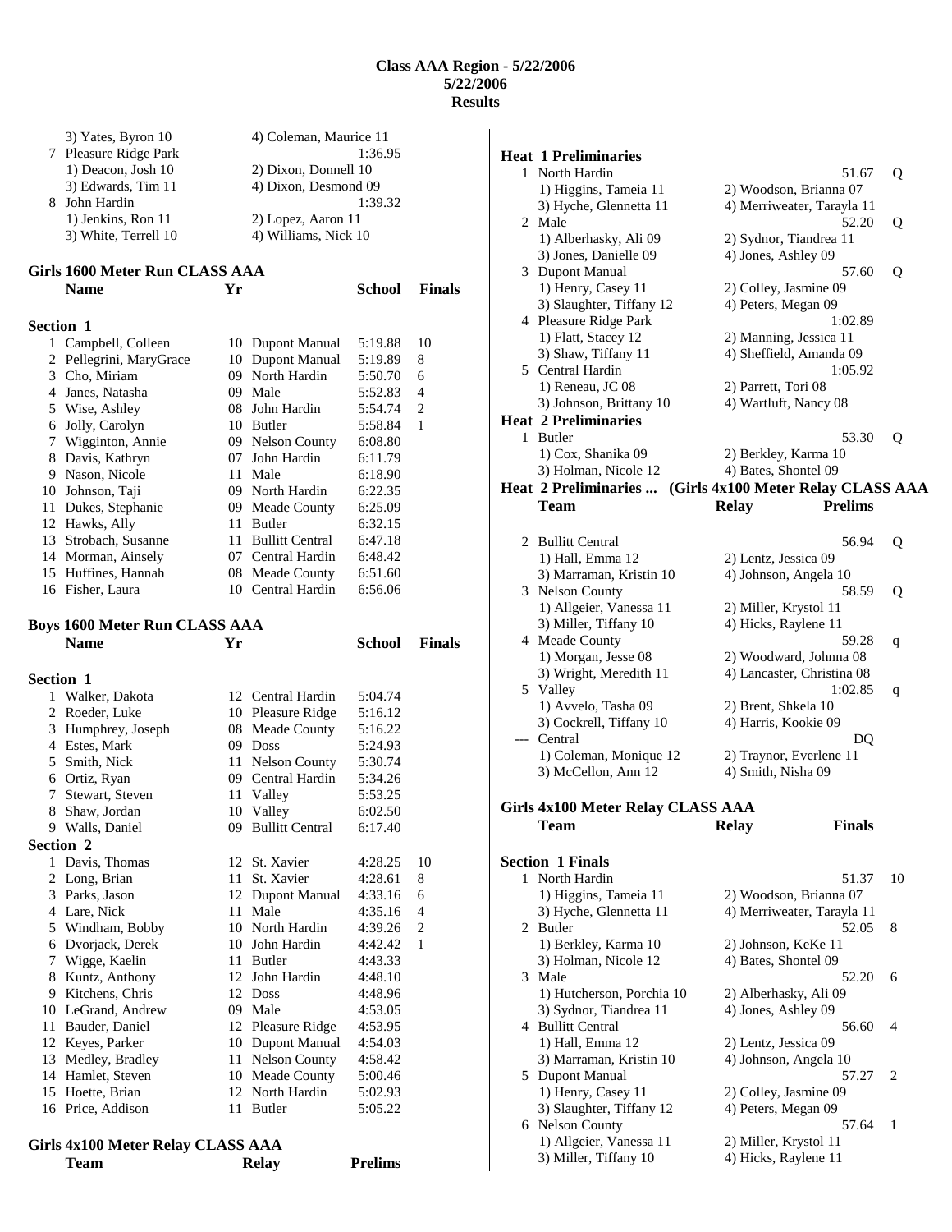# Class AAA Region - 5/22/2006
## 5/22/2006
## Results

| | Team | | |
|---|---|---|---|
| | 3) Yates, Byron 10 | 4) Coleman, Maurice 11 | |
| 7 | Pleasure Ridge Park | | 1:36.95 |
| | 1) Deacon, Josh 10 | 2) Dixon, Donnell 10 | |
| | 3) Edwards, Tim 11 | 4) Dixon, Desmond 09 | |
| 8 | John Hardin | | 1:39.32 |
| | 1) Jenkins, Ron 11 | 2) Lopez, Aaron 11 | |
| | 3) White, Terrell 10 | 4) Williams, Nick 10 | |

### Girls 1600 Meter Run CLASS AAA

**Section 1**

| | Name | Yr | School | Finals | |
|---|---|---|---|---|---|
| 1 | Campbell, Colleen | 10 | Dupont Manual | 5:19.88 | 10 |
| 2 | Pellegrini, MaryGrace | 10 | Dupont Manual | 5:19.89 | 8 |
| 3 | Cho, Miriam | 09 | North Hardin | 5:50.70 | 6 |
| 4 | Janes, Natasha | 09 | Male | 5:52.83 | 4 |
| 5 | Wise, Ashley | 08 | John Hardin | 5:54.74 | 2 |
| 6 | Jolly, Carolyn | 10 | Butler | 5:58.84 | 1 |
| 7 | Wigginton, Annie | 09 | Nelson County | 6:08.80 | |
| 8 | Davis, Kathryn | 07 | John Hardin | 6:11.79 | |
| 9 | Nason, Nicole | 11 | Male | 6:18.90 | |
| 10 | Johnson, Taji | 09 | North Hardin | 6:22.35 | |
| 11 | Dukes, Stephanie | 09 | Meade County | 6:25.09 | |
| 12 | Hawks, Ally | 11 | Butler | 6:32.15 | |
| 13 | Strobach, Susanne | 11 | Bullitt Central | 6:47.18 | |
| 14 | Morman, Ainsely | 07 | Central Hardin | 6:48.42 | |
| 15 | Huffines, Hannah | 08 | Meade County | 6:51.60 | |
| 16 | Fisher, Laura | 10 | Central Hardin | 6:56.06 | |

### Boys 1600 Meter Run CLASS AAA

**Section 1**

| | Name | Yr | School | Finals | |
|---|---|---|---|---|---|
| 1 | Walker, Dakota | 12 | Central Hardin | 5:04.74 | |
| 2 | Roeder, Luke | 10 | Pleasure Ridge | 5:16.12 | |
| 3 | Humphrey, Joseph | 08 | Meade County | 5:16.22 | |
| 4 | Estes, Mark | 09 | Doss | 5:24.93 | |
| 5 | Smith, Nick | 11 | Nelson County | 5:30.74 | |
| 6 | Ortiz, Ryan | 09 | Central Hardin | 5:34.26 | |
| 7 | Stewart, Steven | 11 | Valley | 5:53.25 | |
| 8 | Shaw, Jordan | 10 | Valley | 6:02.50 | |
| 9 | Walls, Daniel | 09 | Bullitt Central | 6:17.40 | |

**Section 2**

| | Name | Yr | School | Finals | |
|---|---|---|---|---|---|
| 1 | Davis, Thomas | 12 | St. Xavier | 4:28.25 | 10 |
| 2 | Long, Brian | 11 | St. Xavier | 4:28.61 | 8 |
| 3 | Parks, Jason | 12 | Dupont Manual | 4:33.16 | 6 |
| 4 | Lare, Nick | 11 | Male | 4:35.16 | 4 |
| 5 | Windham, Bobby | 10 | North Hardin | 4:39.26 | 2 |
| 6 | Dvorjack, Derek | 10 | John Hardin | 4:42.42 | 1 |
| 7 | Wigge, Kaelin | 11 | Butler | 4:43.33 | |
| 8 | Kuntz, Anthony | 12 | John Hardin | 4:48.10 | |
| 9 | Kitchens, Chris | 12 | Doss | 4:48.96 | |
| 10 | LeGrand, Andrew | 09 | Male | 4:53.05 | |
| 11 | Bauder, Daniel | 12 | Pleasure Ridge | 4:53.95 | |
| 12 | Keyes, Parker | 10 | Dupont Manual | 4:54.03 | |
| 13 | Medley, Bradley | 11 | Nelson County | 4:58.42 | |
| 14 | Hamlet, Steven | 10 | Meade County | 5:00.46 | |
| 15 | Hoette, Brian | 12 | North Hardin | 5:02.93 | |
| 16 | Price, Addison | 11 | Butler | 5:05.22 | |

### Girls 4x100 Meter Relay CLASS AAA

**Heat 1 Preliminaries**

| | Team | Relay | Prelims | |
|---|---|---|---|---|
| 1 | North Hardin | | 51.67 | Q |
| | 1) Higgins, Tameia 11 | 2) Woodson, Brianna 07 | | |
| | 3) Hyche, Glennetta 11 | 4) Merriweater, Tarayla 11 | | |
| 2 | Male | | 52.20 | Q |
| | 1) Alberhasky, Ali 09 | 2) Sydnor, Tiandrea 11 | | |
| | 3) Jones, Danielle 09 | 4) Jones, Ashley 09 | | |
| 3 | Dupont Manual | | 57.60 | Q |
| | 1) Henry, Casey 11 | 2) Colley, Jasmine 09 | | |
| | 3) Slaughter, Tiffany 12 | 4) Peters, Megan 09 | | |
| 4 | Pleasure Ridge Park | | 1:02.89 | |
| | 1) Flatt, Stacey 12 | 2) Manning, Jessica 11 | | |
| | 3) Shaw, Tiffany 11 | 4) Sheffield, Amanda 09 | | |
| 5 | Central Hardin | | 1:05.92 | |
| | 1) Reneau, JC 08 | 2) Parrett, Tori 08 | | |
| | 3) Johnson, Brittany 10 | 4) Wartluft, Nancy 08 | | |

**Heat 2 Preliminaries**

| | Team | Relay | Prelims | |
|---|---|---|---|---|
| 1 | Butler | | 53.30 | Q |
| | 1) Cox, Shanika 09 | 2) Berkley, Karma 10 | | |
| | 3) Holman, Nicole 12 | 4) Bates, Shontel 09 | | |

**Heat 2 Preliminaries ... (Girls 4x100 Meter Relay CLASS AAA**

| | Team | Relay | Prelims | |
|---|---|---|---|---|
| 2 | Bullitt Central | | 56.94 | Q |
| | 1) Hall, Emma 12 | 2) Lentz, Jessica 09 | | |
| | 3) Marraman, Kristin 10 | 4) Johnson, Angela 10 | | |
| 3 | Nelson County | | 58.59 | Q |
| | 1) Allgeier, Vanessa 11 | 2) Miller, Krystol 11 | | |
| | 3) Miller, Tiffany 10 | 4) Hicks, Raylene 11 | | |
| 4 | Meade County | | 59.28 | q |
| | 1) Morgan, Jesse 08 | 2) Woodward, Johnna 08 | | |
| | 3) Wright, Meredith 11 | 4) Lancaster, Christina 08 | | |
| 5 | Valley | | 1:02.85 | q |
| | 1) Avvelo, Tasha 09 | 2) Brent, Shkela 10 | | |
| | 3) Cockrell, Tiffany 10 | 4) Harris, Kookie 09 | | |
| --- | Central | | DQ | |
| | 1) Coleman, Monique 12 | 2) Traynor, Everlene 11 | | |
| | 3) McCellon, Ann 12 | 4) Smith, Nisha 09 | | |

### Girls 4x100 Meter Relay CLASS AAA

**Section 1 Finals**

| | Team | Relay | Finals | |
|---|---|---|---|---|
| 1 | North Hardin | | 51.37 | 10 |
| | 1) Higgins, Tameia 11 | 2) Woodson, Brianna 07 | | |
| | 3) Hyche, Glennetta 11 | 4) Merriweater, Tarayla 11 | | |
| 2 | Butler | | 52.05 | 8 |
| | 1) Berkley, Karma 10 | 2) Johnson, KeKe 11 | | |
| | 3) Holman, Nicole 12 | 4) Bates, Shontel 09 | | |
| 3 | Male | | 52.20 | 6 |
| | 1) Hutcherson, Porchia 10 | 2) Alberhasky, Ali 09 | | |
| | 3) Sydnor, Tiandrea 11 | 4) Jones, Ashley 09 | | |
| 4 | Bullitt Central | | 56.60 | 4 |
| | 1) Hall, Emma 12 | 2) Lentz, Jessica 09 | | |
| | 3) Marraman, Kristin 10 | 4) Johnson, Angela 10 | | |
| 5 | Dupont Manual | | 57.27 | 2 |
| | 1) Henry, Casey 11 | 2) Colley, Jasmine 09 | | |
| | 3) Slaughter, Tiffany 12 | 4) Peters, Megan 09 | | |
| 6 | Nelson County | | 57.64 | 1 |
| | 1) Allgeier, Vanessa 11 | 2) Miller, Krystol 11 | | |
| | 3) Miller, Tiffany 10 | 4) Hicks, Raylene 11 | | |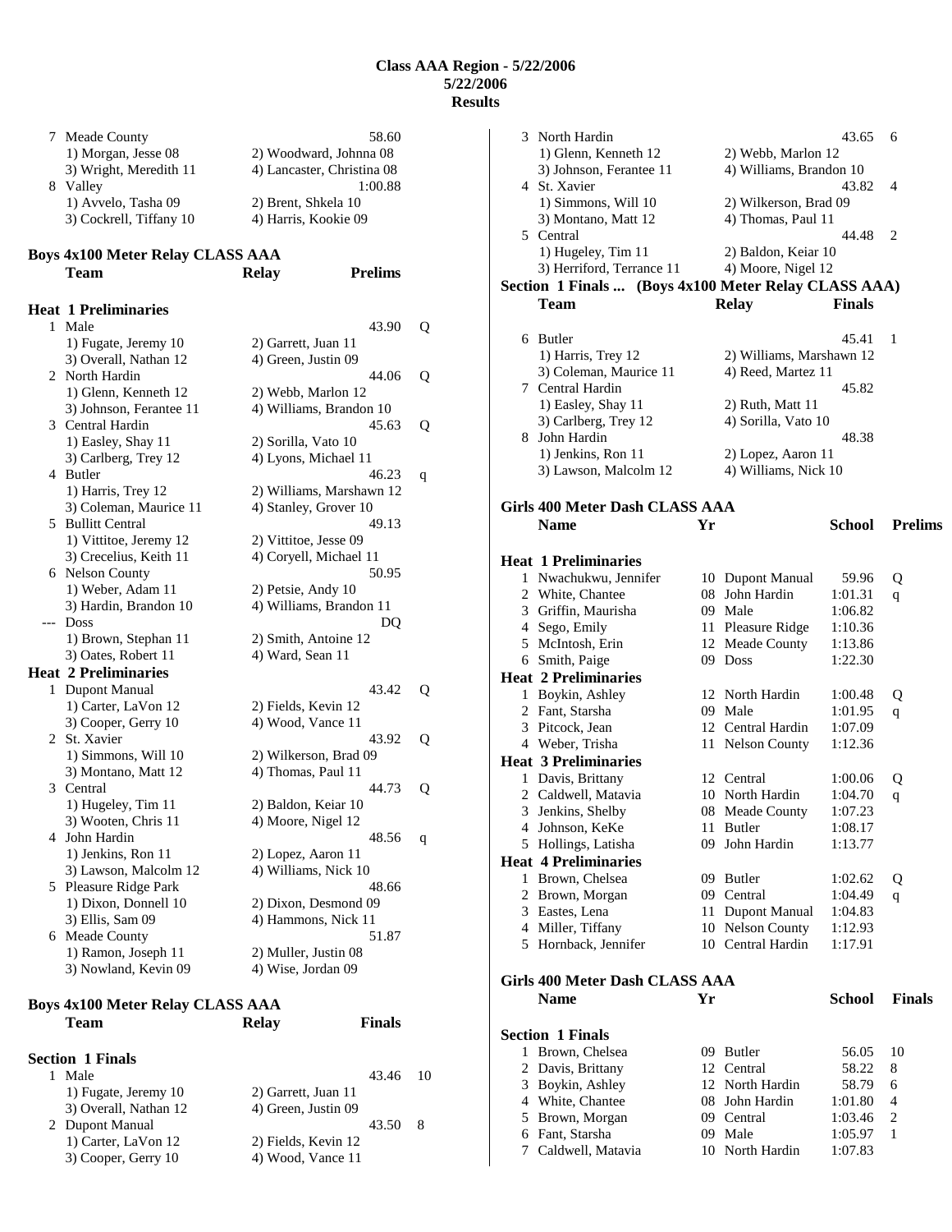# Class AAA Region - 5/22/2006
## 5/22/2006
## Results

| | Team | | Relay | |
|---|---|---|---|---|
| 7 | Meade County | | 58.60 | |
| | 1) Morgan, Jesse 08 | 2) Woodward, Johnna 08 | | |
| | 3) Wright, Meredith 11 | 4) Lancaster, Christina 08 | | |
| 8 | Valley | | 1:00.88 | |
| | 1) Avvelo, Tasha 09 | 2) Brent, Shkela 10 | | |
| | 3) Cockrell, Tiffany 10 | 4) Harris, Kookie 09 | | |

### Boys 4x100 Meter Relay CLASS AAA

| | Team | Relay | Prelims | |
|---|---|---|---|---|
| **Heat 1 Preliminaries** | | | | |
| 1 | Male | | 43.90 | Q |
| | 1) Fugate, Jeremy 10 | 2) Garrett, Juan 11 | | |
| | 3) Overall, Nathan 12 | 4) Green, Justin 09 | | |
| 2 | North Hardin | | 44.06 | Q |
| | 1) Glenn, Kenneth 12 | 2) Webb, Marlon 12 | | |
| | 3) Johnson, Ferantee 11 | 4) Williams, Brandon 10 | | |
| 3 | Central Hardin | | 45.63 | Q |
| | 1) Easley, Shay 11 | 2) Sorilla, Vato 10 | | |
| | 3) Carlberg, Trey 12 | 4) Lyons, Michael 11 | | |
| 4 | Butler | | 46.23 | q |
| | 1) Harris, Trey 12 | 2) Williams, Marshawn 12 | | |
| | 3) Coleman, Maurice 11 | 4) Stanley, Grover 10 | | |
| 5 | Bullitt Central | | 49.13 | |
| | 1) Vittitoe, Jeremy 12 | 2) Vittitoe, Jesse 09 | | |
| | 3) Crecelius, Keith 11 | 4) Coryell, Michael 11 | | |
| 6 | Nelson County | | 50.95 | |
| | 1) Weber, Adam 11 | 2) Petsie, Andy 10 | | |
| | 3) Hardin, Brandon 10 | 4) Williams, Brandon 11 | | |
| --- | Doss | | DQ | |
| | 1) Brown, Stephan 11 | 2) Smith, Antoine 12 | | |
| | 3) Oates, Robert 11 | 4) Ward, Sean 11 | | |
| **Heat 2 Preliminaries** | | | | |
| 1 | Dupont Manual | | 43.42 | Q |
| | 1) Carter, LaVon 12 | 2) Fields, Kevin 12 | | |
| | 3) Cooper, Gerry 10 | 4) Wood, Vance 11 | | |
| 2 | St. Xavier | | 43.92 | Q |
| | 1) Simmons, Will 10 | 2) Wilkerson, Brad 09 | | |
| | 3) Montano, Matt 12 | 4) Thomas, Paul 11 | | |
| 3 | Central | | 44.73 | Q |
| | 1) Hugeley, Tim 11 | 2) Baldon, Keiar 10 | | |
| | 3) Wooten, Chris 11 | 4) Moore, Nigel 12 | | |
| 4 | John Hardin | | 48.56 | q |
| | 1) Jenkins, Ron 11 | 2) Lopez, Aaron 11 | | |
| | 3) Lawson, Malcolm 12 | 4) Williams, Nick 10 | | |
| 5 | Pleasure Ridge Park | | 48.66 | |
| | 1) Dixon, Donnell 10 | 2) Dixon, Desmond 09 | | |
| | 3) Ellis, Sam 09 | 4) Hammons, Nick 11 | | |
| 6 | Meade County | | 51.87 | |
| | 1) Ramon, Joseph 11 | 2) Muller, Justin 08 | | |
| | 3) Nowland, Kevin 09 | 4) Wise, Jordan 09 | | |

### Boys 4x100 Meter Relay CLASS AAA

| | Team | Relay | Finals | |
|---|---|---|---|---|
| **Section 1 Finals** | | | | |
| 1 | Male | | 43.46 | 10 |
| | 1) Fugate, Jeremy 10 | 2) Garrett, Juan 11 | | |
| | 3) Overall, Nathan 12 | 4) Green, Justin 09 | | |
| 2 | Dupont Manual | | 43.50 | 8 |
| | 1) Carter, LaVon 12 | 2) Fields, Kevin 12 | | |
| | 3) Cooper, Gerry 10 | 4) Wood, Vance 11 | | |
| 3 | North Hardin | | 43.65 | 6 |
| | 1) Glenn, Kenneth 12 | 2) Webb, Marlon 12 | | |
| | 3) Johnson, Ferantee 11 | 4) Williams, Brandon 10 | | |
| 4 | St. Xavier | | 43.82 | 4 |
| | 1) Simmons, Will 10 | 2) Wilkerson, Brad 09 | | |
| | 3) Montano, Matt 12 | 4) Thomas, Paul 11 | | |
| 5 | Central | | 44.48 | 2 |
| | 1) Hugeley, Tim 11 | 2) Baldon, Keiar 10 | | |
| | 3) Herriford, Terrance 11 | 4) Moore, Nigel 12 | | |

**Section 1 Finals ... (Boys 4x100 Meter Relay CLASS AAA)**

| | Team | Relay | Finals | |
|---|---|---|---|---|
| 6 | Butler | | 45.41 | 1 |
| | 1) Harris, Trey 12 | 2) Williams, Marshawn 12 | | |
| | 3) Coleman, Maurice 11 | 4) Reed, Martez 11 | | |
| 7 | Central Hardin | | 45.82 | |
| | 1) Easley, Shay 11 | 2) Ruth, Matt 11 | | |
| | 3) Carlberg, Trey 12 | 4) Sorilla, Vato 10 | | |
| 8 | John Hardin | | 48.38 | |
| | 1) Jenkins, Ron 11 | 2) Lopez, Aaron 11 | | |
| | 3) Lawson, Malcolm 12 | 4) Williams, Nick 10 | | |

### Girls 400 Meter Dash CLASS AAA

| | Name | Yr | School | Prelims | |
|---|---|---|---|---|---|
| **Heat 1 Preliminaries** | | | | | |
| 1 | Nwachukwu, Jennifer | 10 | Dupont Manual | 59.96 | Q |
| 2 | White, Chantee | 08 | John Hardin | 1:01.31 | q |
| 3 | Griffin, Maurisha | 09 | Male | 1:06.82 | |
| 4 | Sego, Emily | 11 | Pleasure Ridge | 1:10.36 | |
| 5 | McIntosh, Erin | 12 | Meade County | 1:13.86 | |
| 6 | Smith, Paige | 09 | Doss | 1:22.30 | |
| **Heat 2 Preliminaries** | | | | | |
| 1 | Boykin, Ashley | 12 | North Hardin | 1:00.48 | Q |
| 2 | Fant, Starsha | 09 | Male | 1:01.95 | q |
| 3 | Pitcock, Jean | 12 | Central Hardin | 1:07.09 | |
| 4 | Weber, Trisha | 11 | Nelson County | 1:12.36 | |
| **Heat 3 Preliminaries** | | | | | |
| 1 | Davis, Brittany | 12 | Central | 1:00.06 | Q |
| 2 | Caldwell, Matavia | 10 | North Hardin | 1:04.70 | q |
| 3 | Jenkins, Shelby | 08 | Meade County | 1:07.23 | |
| 4 | Johnson, KeKe | 11 | Butler | 1:08.17 | |
| 5 | Hollings, Latisha | 09 | John Hardin | 1:13.77 | |
| **Heat 4 Preliminaries** | | | | | |
| 1 | Brown, Chelsea | 09 | Butler | 1:02.62 | Q |
| 2 | Brown, Morgan | 09 | Central | 1:04.49 | q |
| 3 | Eastes, Lena | 11 | Dupont Manual | 1:04.83 | |
| 4 | Miller, Tiffany | 10 | Nelson County | 1:12.93 | |
| 5 | Hornback, Jennifer | 10 | Central Hardin | 1:17.91 | |

### Girls 400 Meter Dash CLASS AAA

| | Name | Yr | School | Finals | |
|---|---|---|---|---|---|
| **Section 1 Finals** | | | | | |
| 1 | Brown, Chelsea | 09 | Butler | 56.05 | 10 |
| 2 | Davis, Brittany | 12 | Central | 58.22 | 8 |
| 3 | Boykin, Ashley | 12 | North Hardin | 58.79 | 6 |
| 4 | White, Chantee | 08 | John Hardin | 1:01.80 | 4 |
| 5 | Brown, Morgan | 09 | Central | 1:03.46 | 2 |
| 6 | Fant, Starsha | 09 | Male | 1:05.97 | 1 |
| 7 | Caldwell, Matavia | 10 | North Hardin | 1:07.83 | |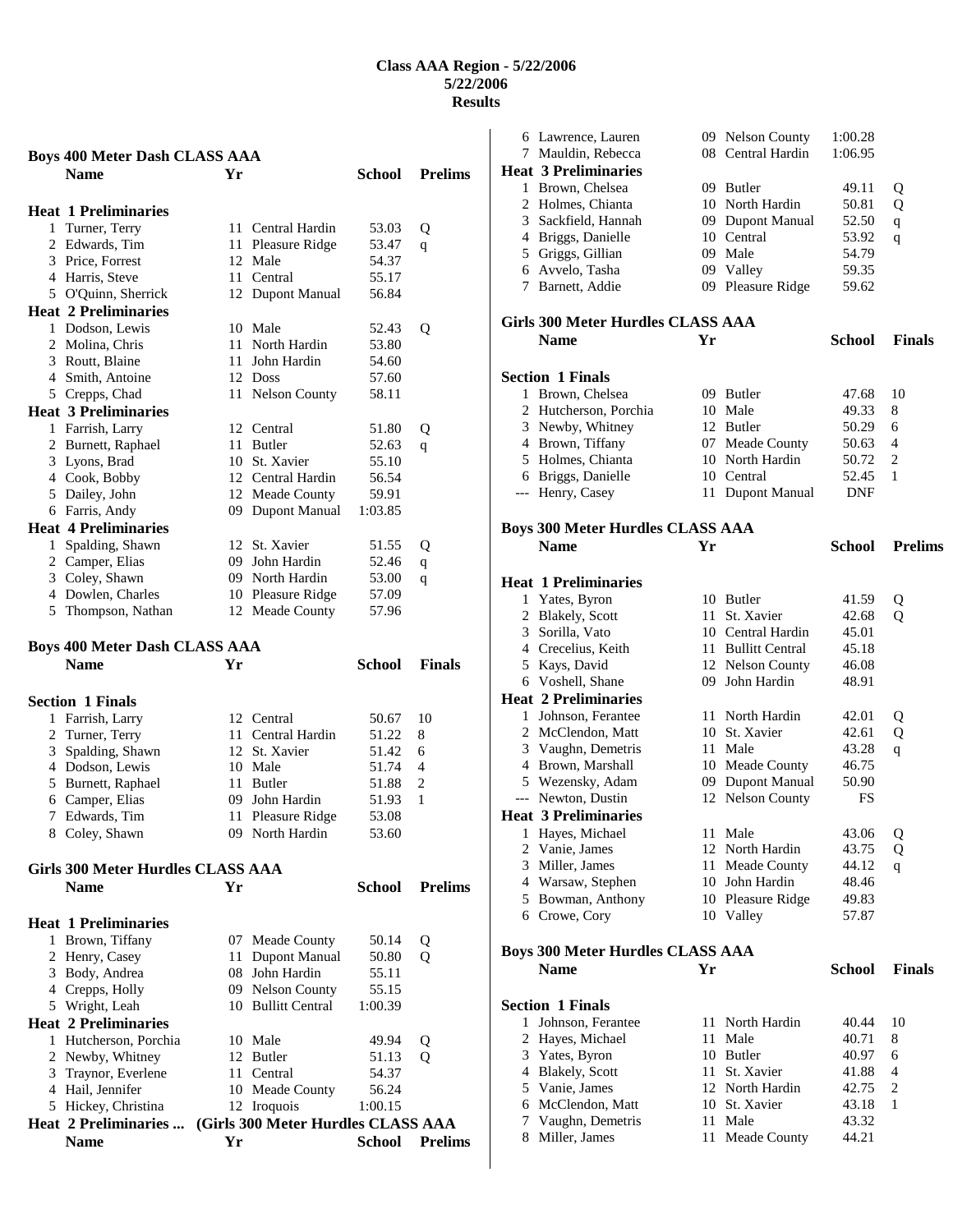# Class AAA Region - 5/22/2006
## 5/22/2006
## Results

### Boys 400 Meter Dash CLASS AAA

| | Name | Yr | School | Prelims | |
|---|---|---|---|---|---|
| **Heat 1 Preliminaries** | | | | | |
| 1 | Turner, Terry | 11 | Central Hardin | 53.03 | Q |
| 2 | Edwards, Tim | 11 | Pleasure Ridge | 53.47 | q |
| 3 | Price, Forrest | 12 | Male | 54.37 | |
| 4 | Harris, Steve | 11 | Central | 55.17 | |
| 5 | O'Quinn, Sherrick | 12 | Dupont Manual | 56.84 | |
| **Heat 2 Preliminaries** | | | | | |
| 1 | Dodson, Lewis | 10 | Male | 52.43 | Q |
| 2 | Molina, Chris | 11 | North Hardin | 53.80 | |
| 3 | Routt, Blaine | 11 | John Hardin | 54.60 | |
| 4 | Smith, Antoine | 12 | Doss | 57.60 | |
| 5 | Crepps, Chad | 11 | Nelson County | 58.11 | |
| **Heat 3 Preliminaries** | | | | | |
| 1 | Farrish, Larry | 12 | Central | 51.80 | Q |
| 2 | Burnett, Raphael | 11 | Butler | 52.63 | q |
| 3 | Lyons, Brad | 10 | St. Xavier | 55.10 | |
| 4 | Cook, Bobby | 12 | Central Hardin | 56.54 | |
| 5 | Dailey, John | 12 | Meade County | 59.91 | |
| 6 | Farris, Andy | 09 | Dupont Manual | 1:03.85 | |
| **Heat 4 Preliminaries** | | | | | |
| 1 | Spalding, Shawn | 12 | St. Xavier | 51.55 | Q |
| 2 | Camper, Elias | 09 | John Hardin | 52.46 | q |
| 3 | Coley, Shawn | 09 | North Hardin | 53.00 | q |
| 4 | Dowlen, Charles | 10 | Pleasure Ridge | 57.09 | |
| 5 | Thompson, Nathan | 12 | Meade County | 57.96 | |

### Boys 400 Meter Dash CLASS AAA

| | Name | Yr | School | Finals | |
|---|---|---|---|---|---|
| **Section 1 Finals** | | | | | |
| 1 | Farrish, Larry | 12 | Central | 50.67 | 10 |
| 2 | Turner, Terry | 11 | Central Hardin | 51.22 | 8 |
| 3 | Spalding, Shawn | 12 | St. Xavier | 51.42 | 6 |
| 4 | Dodson, Lewis | 10 | Male | 51.74 | 4 |
| 5 | Burnett, Raphael | 11 | Butler | 51.88 | 2 |
| 6 | Camper, Elias | 09 | John Hardin | 51.93 | 1 |
| 7 | Edwards, Tim | 11 | Pleasure Ridge | 53.08 | |
| 8 | Coley, Shawn | 09 | North Hardin | 53.60 | |

### Girls 300 Meter Hurdles CLASS AAA

| | Name | Yr | School | Prelims | |
|---|---|---|---|---|---|
| **Heat 1 Preliminaries** | | | | | |
| 1 | Brown, Tiffany | 07 | Meade County | 50.14 | Q |
| 2 | Henry, Casey | 11 | Dupont Manual | 50.80 | Q |
| 3 | Body, Andrea | 08 | John Hardin | 55.11 | |
| 4 | Crepps, Holly | 09 | Nelson County | 55.15 | |
| 5 | Wright, Leah | 10 | Bullitt Central | 1:00.39 | |
| **Heat 2 Preliminaries** | | | | | |
| 1 | Hutcherson, Porchia | 10 | Male | 49.94 | Q |
| 2 | Newby, Whitney | 12 | Butler | 51.13 | Q |
| 3 | Traynor, Everlene | 11 | Central | 54.37 | |
| 4 | Hail, Jennifer | 10 | Meade County | 56.24 | |
| 5 | Hickey, Christina | 12 | Iroquois | 1:00.15 | |
| 6 | Lawrence, Lauren | 09 | Nelson County | 1:00.28 | |
| 7 | Mauldin, Rebecca | 08 | Central Hardin | 1:06.95 | |
| **Heat 3 Preliminaries** | | | | | |
| 1 | Brown, Chelsea | 09 | Butler | 49.11 | Q |
| 2 | Holmes, Chianta | 10 | North Hardin | 50.81 | Q |
| 3 | Sackfield, Hannah | 09 | Dupont Manual | 52.50 | q |
| 4 | Briggs, Danielle | 10 | Central | 53.92 | q |
| 5 | Griggs, Gillian | 09 | Male | 54.79 | |
| 6 | Avvelo, Tasha | 09 | Valley | 59.35 | |
| 7 | Barnett, Addie | 09 | Pleasure Ridge | 59.62 | |

### Girls 300 Meter Hurdles CLASS AAA

| | Name | Yr | School | Finals | |
|---|---|---|---|---|---|
| **Section 1 Finals** | | | | | |
| 1 | Brown, Chelsea | 09 | Butler | 47.68 | 10 |
| 2 | Hutcherson, Porchia | 10 | Male | 49.33 | 8 |
| 3 | Newby, Whitney | 12 | Butler | 50.29 | 6 |
| 4 | Brown, Tiffany | 07 | Meade County | 50.63 | 4 |
| 5 | Holmes, Chianta | 10 | North Hardin | 50.72 | 2 |
| 6 | Briggs, Danielle | 10 | Central | 52.45 | 1 |
| --- | Henry, Casey | 11 | Dupont Manual | DNF | |

### Boys 300 Meter Hurdles CLASS AAA

| | Name | Yr | School | Prelims | |
|---|---|---|---|---|---|
| **Heat 1 Preliminaries** | | | | | |
| 1 | Yates, Byron | 10 | Butler | 41.59 | Q |
| 2 | Blakely, Scott | 11 | St. Xavier | 42.68 | Q |
| 3 | Sorilla, Vato | 10 | Central Hardin | 45.01 | |
| 4 | Crecelius, Keith | 11 | Bullitt Central | 45.18 | |
| 5 | Kays, David | 12 | Nelson County | 46.08 | |
| 6 | Voshell, Shane | 09 | John Hardin | 48.91 | |
| **Heat 2 Preliminaries** | | | | | |
| 1 | Johnson, Ferantee | 11 | North Hardin | 42.01 | Q |
| 2 | McClendon, Matt | 10 | St. Xavier | 42.61 | Q |
| 3 | Vaughn, Demetris | 11 | Male | 43.28 | q |
| 4 | Brown, Marshall | 10 | Meade County | 46.75 | |
| 5 | Wezensky, Adam | 09 | Dupont Manual | 50.90 | |
| --- | Newton, Dustin | 12 | Nelson County | FS | |
| **Heat 3 Preliminaries** | | | | | |
| 1 | Hayes, Michael | 11 | Male | 43.06 | Q |
| 2 | Vanie, James | 12 | North Hardin | 43.75 | Q |
| 3 | Miller, James | 11 | Meade County | 44.12 | q |
| 4 | Warsaw, Stephen | 10 | John Hardin | 48.46 | |
| 5 | Bowman, Anthony | 10 | Pleasure Ridge | 49.83 | |
| 6 | Crowe, Cory | 10 | Valley | 57.87 | |

### Boys 300 Meter Hurdles CLASS AAA

| | Name | Yr | School | Finals | |
|---|---|---|---|---|---|
| **Section 1 Finals** | | | | | |
| 1 | Johnson, Ferantee | 11 | North Hardin | 40.44 | 10 |
| 2 | Hayes, Michael | 11 | Male | 40.71 | 8 |
| 3 | Yates, Byron | 10 | Butler | 40.97 | 6 |
| 4 | Blakely, Scott | 11 | St. Xavier | 41.88 | 4 |
| 5 | Vanie, James | 12 | North Hardin | 42.75 | 2 |
| 6 | McClendon, Matt | 10 | St. Xavier | 43.18 | 1 |
| 7 | Vaughn, Demetris | 11 | Male | 43.32 | |
| 8 | Miller, James | 11 | Meade County | 44.21 | |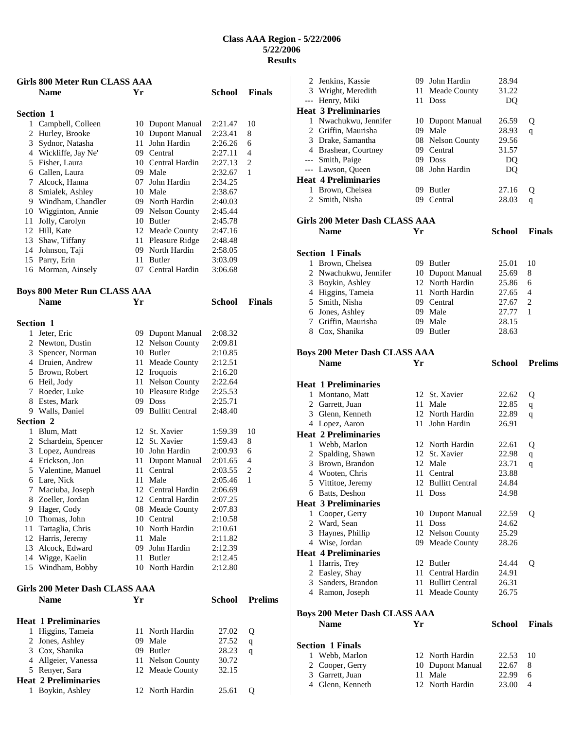# Class AAA Region - 5/22/2006
## 5/22/2006
## Results

### Girls 800 Meter Run CLASS AAA

| | Name | Yr | School | Finals | |
|---|---|---|---|---|---|
| **Section 1** | | | | | |
| 1 | Campbell, Colleen | 10 | Dupont Manual | 2:21.47 | 10 |
| 2 | Hurley, Brooke | 10 | Dupont Manual | 2:23.41 | 8 |
| 3 | Sydnor, Natasha | 11 | John Hardin | 2:26.26 | 6 |
| 4 | Wickliffe, Jay Ne' | 09 | Central | 2:27.11 | 4 |
| 5 | Fisher, Laura | 10 | Central Hardin | 2:27.13 | 2 |
| 6 | Callen, Laura | 09 | Male | 2:32.67 | 1 |
| 7 | Alcock, Hanna | 07 | John Hardin | 2:34.25 | |
| 8 | Smialek, Ashley | 10 | Male | 2:38.67 | |
| 9 | Windham, Chandler | 09 | North Hardin | 2:40.03 | |
| 10 | Wigginton, Annie | 09 | Nelson County | 2:45.44 | |
| 11 | Jolly, Carolyn | 10 | Butler | 2:45.78 | |
| 12 | Hill, Kate | 12 | Meade County | 2:47.16 | |
| 13 | Shaw, Tiffany | 11 | Pleasure Ridge | 2:48.48 | |
| 14 | Johnson, Taji | 09 | North Hardin | 2:58.05 | |
| 15 | Parry, Erin | 11 | Butler | 3:03.09 | |
| 16 | Morman, Ainsely | 07 | Central Hardin | 3:06.68 | |

### Boys 800 Meter Run CLASS AAA

| | Name | Yr | School | Finals | |
|---|---|---|---|---|---|
| **Section 1** | | | | | |
| 1 | Jeter, Eric | 09 | Dupont Manual | 2:08.32 | |
| 2 | Newton, Dustin | 12 | Nelson County | 2:09.81 | |
| 3 | Spencer, Norman | 10 | Butler | 2:10.85 | |
| 4 | Druien, Andrew | 11 | Meade County | 2:12.51 | |
| 5 | Brown, Robert | 12 | Iroquois | 2:16.20 | |
| 6 | Heil, Jody | 11 | Nelson County | 2:22.64 | |
| 7 | Roeder, Luke | 10 | Pleasure Ridge | 2:25.53 | |
| 8 | Estes, Mark | 09 | Doss | 2:25.71 | |
| 9 | Walls, Daniel | 09 | Bullitt Central | 2:48.40 | |
| **Section 2** | | | | | |
| 1 | Blum, Matt | 12 | St. Xavier | 1:59.39 | 10 |
| 2 | Schardein, Spencer | 12 | St. Xavier | 1:59.43 | 8 |
| 3 | Lopez, Aundreas | 10 | John Hardin | 2:00.93 | 6 |
| 4 | Erickson, Jon | 11 | Dupont Manual | 2:01.65 | 4 |
| 5 | Valentine, Manuel | 11 | Central | 2:03.55 | 2 |
| 6 | Lare, Nick | 11 | Male | 2:05.46 | 1 |
| 7 | Maciuba, Joseph | 12 | Central Hardin | 2:06.69 | |
| 8 | Zoeller, Jordan | 12 | Central Hardin | 2:07.25 | |
| 9 | Hager, Cody | 08 | Meade County | 2:07.83 | |
| 10 | Thomas, John | 10 | Central | 2:10.58 | |
| 11 | Tartaglia, Chris | 10 | North Hardin | 2:10.61 | |
| 12 | Harris, Jeremy | 11 | Male | 2:11.82 | |
| 13 | Alcock, Edward | 09 | John Hardin | 2:12.39 | |
| 14 | Wigge, Kaelin | 11 | Butler | 2:12.45 | |
| 15 | Windham, Bobby | 10 | North Hardin | 2:12.80 | |

### Girls 200 Meter Dash CLASS AAA

| | Name | Yr | School | Prelims | |
|---|---|---|---|---|---|
| **Heat 1 Preliminaries** | | | | | |
| 1 | Higgins, Tameia | 11 | North Hardin | 27.02 | Q |
| 2 | Jones, Ashley | 09 | Male | 27.52 | q |
| 3 | Cox, Shanika | 09 | Butler | 28.23 | q |
| 4 | Allgeier, Vanessa | 11 | Nelson County | 30.72 | |
| 5 | Renyer, Sara | 12 | Meade County | 32.15 | |
| **Heat 2 Preliminaries** | | | | | |
| 1 | Boykin, Ashley | 12 | North Hardin | 25.61 | Q |
| 2 | Jenkins, Kassie | 09 | John Hardin | 28.94 | |
| 3 | Wright, Meredith | 11 | Meade County | 31.22 | |
| --- | Henry, Miki | 11 | Doss | DQ | |
| **Heat 3 Preliminaries** | | | | | |
| 1 | Nwachukwu, Jennifer | 10 | Dupont Manual | 26.59 | Q |
| 2 | Griffin, Maurisha | 09 | Male | 28.93 | q |
| 3 | Drake, Samantha | 08 | Nelson County | 29.56 | |
| 4 | Brashear, Courtney | 09 | Central | 31.57 | |
| --- | Smith, Paige | 09 | Doss | DQ | |
| --- | Lawson, Queen | 08 | John Hardin | DQ | |
| **Heat 4 Preliminaries** | | | | | |
| 1 | Brown, Chelsea | 09 | Butler | 27.16 | Q |
| 2 | Smith, Nisha | 09 | Central | 28.03 | q |

### Girls 200 Meter Dash CLASS AAA

| | Name | Yr | School | Finals | |
|---|---|---|---|---|---|
| **Section 1 Finals** | | | | | |
| 1 | Brown, Chelsea | 09 | Butler | 25.01 | 10 |
| 2 | Nwachukwu, Jennifer | 10 | Dupont Manual | 25.69 | 8 |
| 3 | Boykin, Ashley | 12 | North Hardin | 25.86 | 6 |
| 4 | Higgins, Tameia | 11 | North Hardin | 27.65 | 4 |
| 5 | Smith, Nisha | 09 | Central | 27.67 | 2 |
| 6 | Jones, Ashley | 09 | Male | 27.77 | 1 |
| 7 | Griffin, Maurisha | 09 | Male | 28.15 | |
| 8 | Cox, Shanika | 09 | Butler | 28.63 | |

### Boys 200 Meter Dash CLASS AAA

| | Name | Yr | School | Prelims | |
|---|---|---|---|---|---|
| **Heat 1 Preliminaries** | | | | | |
| 1 | Montano, Matt | 12 | St. Xavier | 22.62 | Q |
| 2 | Garrett, Juan | 11 | Male | 22.85 | q |
| 3 | Glenn, Kenneth | 12 | North Hardin | 22.89 | q |
| 4 | Lopez, Aaron | 11 | John Hardin | 26.91 | |
| **Heat 2 Preliminaries** | | | | | |
| 1 | Webb, Marlon | 12 | North Hardin | 22.61 | Q |
| 2 | Spalding, Shawn | 12 | St. Xavier | 22.98 | q |
| 3 | Brown, Brandon | 12 | Male | 23.71 | q |
| 4 | Wooten, Chris | 11 | Central | 23.88 | |
| 5 | Vittitoe, Jeremy | 12 | Bullitt Central | 24.84 | |
| 6 | Batts, Deshon | 11 | Doss | 24.98 | |
| **Heat 3 Preliminaries** | | | | | |
| 1 | Cooper, Gerry | 10 | Dupont Manual | 22.59 | Q |
| 2 | Ward, Sean | 11 | Doss | 24.62 | |
| 3 | Haynes, Phillip | 12 | Nelson County | 25.29 | |
| 4 | Wise, Jordan | 09 | Meade County | 28.26 | |
| **Heat 4 Preliminaries** | | | | | |
| 1 | Harris, Trey | 12 | Butler | 24.44 | Q |
| 2 | Easley, Shay | 11 | Central Hardin | 24.91 | |
| 3 | Sanders, Brandon | 11 | Bullitt Central | 26.31 | |
| 4 | Ramon, Joseph | 11 | Meade County | 26.75 | |

### Boys 200 Meter Dash CLASS AAA

| | Name | Yr | School | Finals | |
|---|---|---|---|---|---|
| **Section 1 Finals** | | | | | |
| 1 | Webb, Marlon | 12 | North Hardin | 22.53 | 10 |
| 2 | Cooper, Gerry | 10 | Dupont Manual | 22.67 | 8 |
| 3 | Garrett, Juan | 11 | Male | 22.99 | 6 |
| 4 | Glenn, Kenneth | 12 | North Hardin | 23.00 | 4 |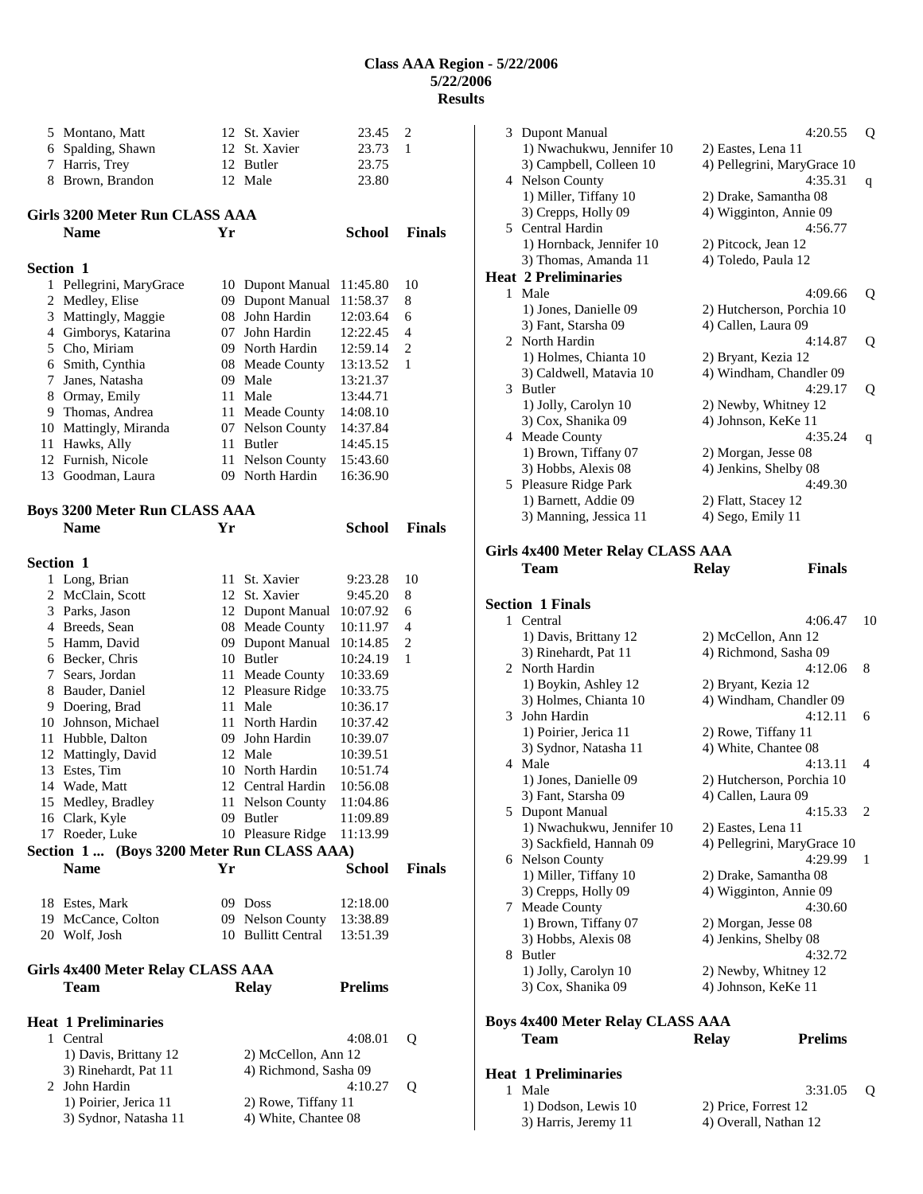# Class AAA Region - 5/22/2006

**5/22/2006**

**Results**

| | Name | Yr | School | Time | Points |
|---|---|---|---|---|---|
| 5 | Montano, Matt | 12 | St. Xavier | 23.45 | 2 |
| 6 | Spalding, Shawn | 12 | St. Xavier | 23.73 | 1 |
| 7 | Harris, Trey | 12 | Butler | 23.75 | |
| 8 | Brown, Brandon | 12 | Male | 23.80 | |

## Girls 3200 Meter Run CLASS AAA

**Section 1**

| | Name | Yr | School | Finals | |
|---|---|---|---|---|---|
| 1 | Pellegrini, MaryGrace | 10 | Dupont Manual | 11:45.80 | 10 |
| 2 | Medley, Elise | 09 | Dupont Manual | 11:58.37 | 8 |
| 3 | Mattingly, Maggie | 08 | John Hardin | 12:03.64 | 6 |
| 4 | Gimborys, Katarina | 07 | John Hardin | 12:22.45 | 4 |
| 5 | Cho, Miriam | 09 | North Hardin | 12:59.14 | 2 |
| 6 | Smith, Cynthia | 08 | Meade County | 13:13.52 | 1 |
| 7 | Janes, Natasha | 09 | Male | 13:21.37 | |
| 8 | Ormay, Emily | 11 | Male | 13:44.71 | |
| 9 | Thomas, Andrea | 11 | Meade County | 14:08.10 | |
| 10 | Mattingly, Miranda | 07 | Nelson County | 14:37.84 | |
| 11 | Hawks, Ally | 11 | Butler | 14:45.15 | |
| 12 | Furnish, Nicole | 11 | Nelson County | 15:43.60 | |
| 13 | Goodman, Laura | 09 | North Hardin | 16:36.90 | |

## Boys 3200 Meter Run CLASS AAA

**Section 1**

| | Name | Yr | School | Finals | |
|---|---|---|---|---|---|
| 1 | Long, Brian | 11 | St. Xavier | 9:23.28 | 10 |
| 2 | McClain, Scott | 12 | St. Xavier | 9:45.20 | 8 |
| 3 | Parks, Jason | 12 | Dupont Manual | 10:07.92 | 6 |
| 4 | Breeds, Sean | 08 | Meade County | 10:11.97 | 4 |
| 5 | Hamm, David | 09 | Dupont Manual | 10:14.85 | 2 |
| 6 | Becker, Chris | 10 | Butler | 10:24.19 | 1 |
| 7 | Sears, Jordan | 11 | Meade County | 10:33.69 | |
| 8 | Bauder, Daniel | 12 | Pleasure Ridge | 10:33.75 | |
| 9 | Doering, Brad | 11 | Male | 10:36.17 | |
| 10 | Johnson, Michael | 11 | North Hardin | 10:37.42 | |
| 11 | Hubble, Dalton | 09 | John Hardin | 10:39.07 | |
| 12 | Mattingly, David | 12 | Male | 10:39.51 | |
| 13 | Estes, Tim | 10 | North Hardin | 10:51.74 | |
| 14 | Wade, Matt | 12 | Central Hardin | 10:56.08 | |
| 15 | Medley, Bradley | 11 | Nelson County | 11:04.86 | |
| 16 | Clark, Kyle | 09 | Butler | 11:09.89 | |
| 17 | Roeder, Luke | 10 | Pleasure Ridge | 11:13.99 | |
| 18 | Estes, Mark | 09 | Doss | 12:18.00 | |
| 19 | McCance, Colton | 09 | Nelson County | 13:38.89 | |
| 20 | Wolf, Josh | 10 | Bullitt Central | 13:51.39 | |

## Girls 4x400 Meter Relay CLASS AAA

**Heat 1 Preliminaries**

| | Team | Relay | Prelims | |
|---|---|---|---|---|
| 1 | Central | | 4:08.01 | Q |
| | 1) Davis, Brittany 12 | 2) McCellon, Ann 12 | | |
| | 3) Rinehardt, Pat 11 | 4) Richmond, Sasha 09 | | |
| 2 | John Hardin | | 4:10.27 | Q |
| | 1) Poirier, Jerica 11 | 2) Rowe, Tiffany 11 | | |
| | 3) Sydnor, Natasha 11 | 4) White, Chantee 08 | | |
| 3 | Dupont Manual | | 4:20.55 | Q |
| | 1) Nwachukwu, Jennifer 10 | 2) Eastes, Lena 11 | | |
| | 3) Campbell, Colleen 10 | 4) Pellegrini, MaryGrace 10 | | |
| 4 | Nelson County | | 4:35.31 | q |
| | 1) Miller, Tiffany 10 | 2) Drake, Samantha 08 | | |
| | 3) Crepps, Holly 09 | 4) Wigginton, Annie 09 | | |
| 5 | Central Hardin | | 4:56.77 | |
| | 1) Hornback, Jennifer 10 | 2) Pitcock, Jean 12 | | |
| | 3) Thomas, Amanda 11 | 4) Toledo, Paula 12 | | |

**Heat 2 Preliminaries**

| | Team | Relay | Prelims | |
|---|---|---|---|---|
| 1 | Male | | 4:09.66 | Q |
| | 1) Jones, Danielle 09 | 2) Hutcherson, Porchia 10 | | |
| | 3) Fant, Starsha 09 | 4) Callen, Laura 09 | | |
| 2 | North Hardin | | 4:14.87 | Q |
| | 1) Holmes, Chianta 10 | 2) Bryant, Kezia 12 | | |
| | 3) Caldwell, Matavia 10 | 4) Windham, Chandler 09 | | |
| 3 | Butler | | 4:29.17 | Q |
| | 1) Jolly, Carolyn 10 | 2) Newby, Whitney 12 | | |
| | 3) Cox, Shanika 09 | 4) Johnson, KeKe 11 | | |
| 4 | Meade County | | 4:35.24 | q |
| | 1) Brown, Tiffany 07 | 2) Morgan, Jesse 08 | | |
| | 3) Hobbs, Alexis 08 | 4) Jenkins, Shelby 08 | | |
| 5 | Pleasure Ridge Park | | 4:49.30 | |
| | 1) Barnett, Addie 09 | 2) Flatt, Stacey 12 | | |
| | 3) Manning, Jessica 11 | 4) Sego, Emily 11 | | |

## Girls 4x400 Meter Relay CLASS AAA

**Section 1 Finals**

| | Team | Relay | Finals | |
|---|---|---|---|---|
| 1 | Central | | 4:06.47 | 10 |
| | 1) Davis, Brittany 12 | 2) McCellon, Ann 12 | | |
| | 3) Rinehardt, Pat 11 | 4) Richmond, Sasha 09 | | |
| 2 | North Hardin | | 4:12.06 | 8 |
| | 1) Boykin, Ashley 12 | 2) Bryant, Kezia 12 | | |
| | 3) Holmes, Chianta 10 | 4) Windham, Chandler 09 | | |
| 3 | John Hardin | | 4:12.11 | 6 |
| | 1) Poirier, Jerica 11 | 2) Rowe, Tiffany 11 | | |
| | 3) Sydnor, Natasha 11 | 4) White, Chantee 08 | | |
| 4 | Male | | 4:13.11 | 4 |
| | 1) Jones, Danielle 09 | 2) Hutcherson, Porchia 10 | | |
| | 3) Fant, Starsha 09 | 4) Callen, Laura 09 | | |
| 5 | Dupont Manual | | 4:15.33 | 2 |
| | 1) Nwachukwu, Jennifer 10 | 2) Eastes, Lena 11 | | |
| | 3) Sackfield, Hannah 09 | 4) Pellegrini, MaryGrace 10 | | |
| 6 | Nelson County | | 4:29.99 | 1 |
| | 1) Miller, Tiffany 10 | 2) Drake, Samantha 08 | | |
| | 3) Crepps, Holly 09 | 4) Wigginton, Annie 09 | | |
| 7 | Meade County | | 4:30.60 | |
| | 1) Brown, Tiffany 07 | 2) Morgan, Jesse 08 | | |
| | 3) Hobbs, Alexis 08 | 4) Jenkins, Shelby 08 | | |
| 8 | Butler | | 4:32.72 | |
| | 1) Jolly, Carolyn 10 | 2) Newby, Whitney 12 | | |
| | 3) Cox, Shanika 09 | 4) Johnson, KeKe 11 | | |

## Boys 4x400 Meter Relay CLASS AAA

**Heat 1 Preliminaries**

| | Team | Relay | Prelims | |
|---|---|---|---|---|
| 1 | Male | | 3:31.05 | Q |
| | 1) Dodson, Lewis 10 | 2) Price, Forrest 12 | | |
| | 3) Harris, Jeremy 11 | 4) Overall, Nathan 12 | | |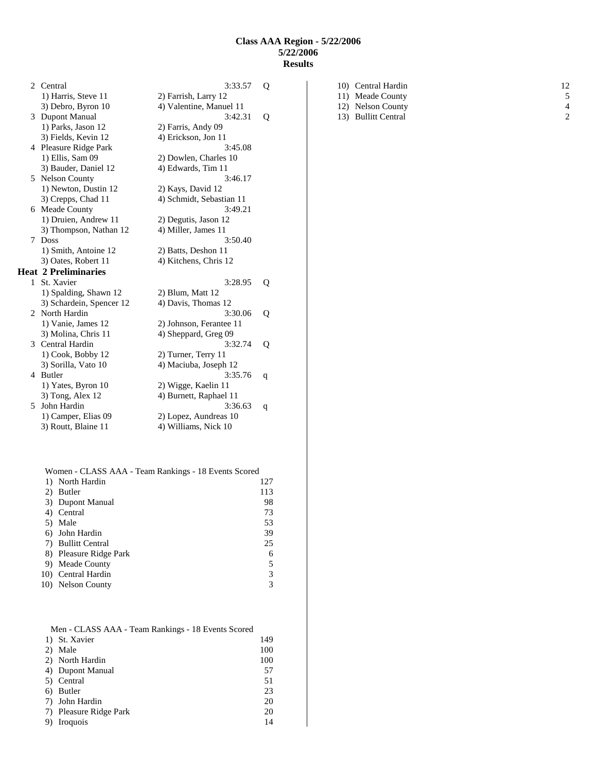# Class AAA Region - 5/22/2006
## 5/22/2006
## Results

| | | | |
|---|---|---|---|
| 2 | Central | 3:33.57 | Q |
| | 1) Harris, Steve 11 | 2) Farrish, Larry 12 | |
| | 3) Debro, Byron 10 | 4) Valentine, Manuel 11 | |
| 3 | Dupont Manual | 3:42.31 | Q |
| | 1) Parks, Jason 12 | 2) Farris, Andy 09 | |
| | 3) Fields, Kevin 12 | 4) Erickson, Jon 11 | |
| 4 | Pleasure Ridge Park | 3:45.08 | |
| | 1) Ellis, Sam 09 | 2) Dowlen, Charles 10 | |
| | 3) Bauder, Daniel 12 | 4) Edwards, Tim 11 | |
| 5 | Nelson County | 3:46.17 | |
| | 1) Newton, Dustin 12 | 2) Kays, David 12 | |
| | 3) Crepps, Chad 11 | 4) Schmidt, Sebastian 11 | |
| 6 | Meade County | 3:49.21 | |
| | 1) Druien, Andrew 11 | 2) Degutis, Jason 12 | |
| | 3) Thompson, Nathan 12 | 4) Miller, James 11 | |
| 7 | Doss | 3:50.40 | |
| | 1) Smith, Antoine 12 | 2) Batts, Deshon 11 | |
| | 3) Oates, Robert 11 | 4) Kitchens, Chris 12 | |

### Heat 2 Preliminaries

| | | | |
|---|---|---|---|
| 1 | St. Xavier | 3:28.95 | Q |
| | 1) Spalding, Shawn 12 | 2) Blum, Matt 12 | |
| | 3) Schardein, Spencer 12 | 4) Davis, Thomas 12 | |
| 2 | North Hardin | 3:30.06 | Q |
| | 1) Vanie, James 12 | 2) Johnson, Ferantee 11 | |
| | 3) Molina, Chris 11 | 4) Sheppard, Greg 09 | |
| 3 | Central Hardin | 3:32.74 | Q |
| | 1) Cook, Bobby 12 | 2) Turner, Terry 11 | |
| | 3) Sorilla, Vato 10 | 4) Maciuba, Joseph 12 | |
| 4 | Butler | 3:35.76 | q |
| | 1) Yates, Byron 10 | 2) Wigge, Kaelin 11 | |
| | 3) Tong, Alex 12 | 4) Burnett, Raphael 11 | |
| 5 | John Hardin | 3:36.63 | q |
| | 1) Camper, Elias 09 | 2) Lopez, Aundreas 10 | |
| | 3) Routt, Blaine 11 | 4) Williams, Nick 10 | |

Women - CLASS AAA - Team Rankings - 18 Events Scored

| | | |
|---|---|---|
| 1) | North Hardin | 127 |
| 2) | Butler | 113 |
| 3) | Dupont Manual | 98 |
| 4) | Central | 73 |
| 5) | Male | 53 |
| 6) | John Hardin | 39 |
| 7) | Bullitt Central | 25 |
| 8) | Pleasure Ridge Park | 6 |
| 9) | Meade County | 5 |
| 10) | Central Hardin | 3 |
| 10) | Nelson County | 3 |

Men - CLASS AAA - Team Rankings - 18 Events Scored

| | | |
|---|---|---|
| 1) | St. Xavier | 149 |
| 2) | Male | 100 |
| 2) | North Hardin | 100 |
| 4) | Dupont Manual | 57 |
| 5) | Central | 51 |
| 6) | Butler | 23 |
| 7) | John Hardin | 20 |
| 7) | Pleasure Ridge Park | 20 |
| 9) | Iroquois | 14 |
| 10) | Central Hardin | 12 |
| 11) | Meade County | 5 |
| 12) | Nelson County | 4 |
| 13) | Bullitt Central | 2 |